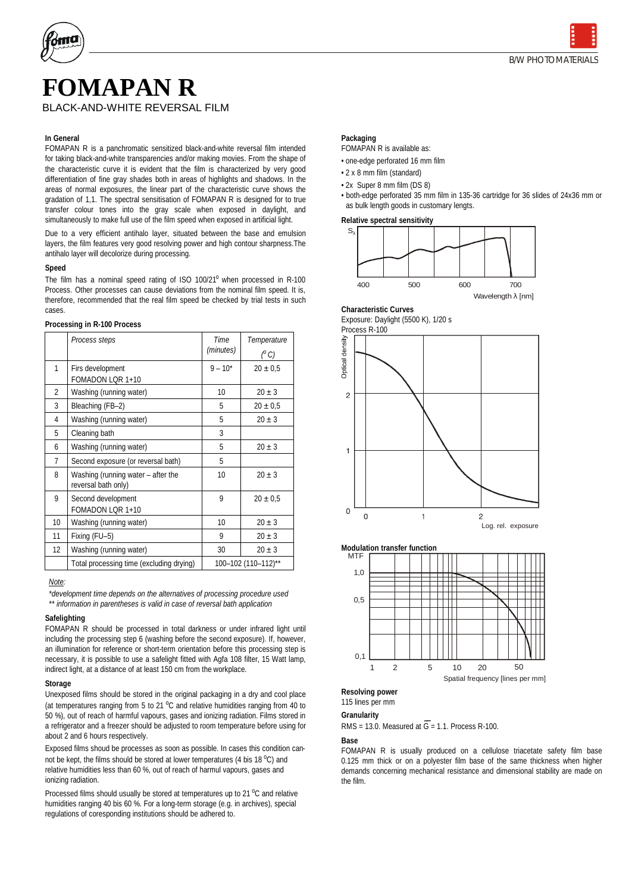# FOMAPAN R

BLACK-AND-WHITE REVERSAL FILM

### In General

FOMAPAN R is a panchromatic sensitized black-and-white reversal film intended for taking black-and-white transparencies and/or making movies. From the shape of the characteristic curve it is evident that the film is characterized by very good differentiation of fine gray shades both in areas of highlights and shadows. In the areas of normal exposures, the linear part of the characteristic curve shows the gradation of 1,1. The spectral sensitisation of FOMAPAN R is designed for to true transfer colour tones into the gray scale when exposed in daylight, and simultaneously to make full use of the film speed when exposed in artificial light.

Due to a very efficient antihalo layer, situated between the base and emulsion layers, the film features very good resolving power and high contour sharpness.The antihalo layer will decolorize during processing.

### Speed

The film has a nominal speed rating of ISO 100/21° when processed in R-100 Process. Other processes can cause deviations from the nominal film speed. It is, therefore, recommended that the real film speed be checked by trial tests in such cases.

### Processing in R-100 Process

| | *Process steps* | *Time (minutes)* | *Temperature (°C)* |
|---|---|---|---|
| 1 | Firs development FOMADON LQR 1+10 | 9 – 10* | 20 ± 0,5 |
| 2 | Washing (running water) | 10 | 20 ± 3 |
| 3 | Bleaching (FB–2) | 5 | 20 ± 0,5 |
| 4 | Washing (running water) | 5 | 20 ± 3 |
| 5 | Cleaning bath | 3 | |
| 6 | Washing (running water) | 5 | 20 ± 3 |
| 7 | Second exposure (or reversal bath) | 5 | |
| 8 | Washing (running water – after the reversal bath only) | 10 | 20 ± 3 |
| 9 | Second development FOMADON LQR 1+10 | 9 | 20 ± 0,5 |
| 10 | Washing (running water) | 10 | 20 ± 3 |
| 11 | Fixing (FU–5) | 9 | 20 ± 3 |
| 12 | Washing (running water) | 30 | 20 ± 3 |
| | Total processing time (excluding drying) | 100–102 (110–112)** | |

*Note:*

*\*development time depends on the alternatives of processing procedure used*

*\*\* information in parentheses is valid in case of reversal bath application*

### Safelighting

FOMAPAN R should be processed in total darkness or under infrared light until including the processing step 6 (washing before the second exposure). If, however, an illumination for reference or short-term orientation before this processing step is necessary, it is possible to use a safelight fitted with Agfa 108 filter, 15 Watt lamp, indirect light, at a distance of at least 150 cm from the workplace.

### Storage

Unexposed films should be stored in the original packaging in a dry and cool place (at temperatures ranging from 5 to 21 °C and relative humidities ranging from 40 to 50 %), out of reach of harmful vapours, gases and ionizing radiation. Films stored in a refrigerator and a freezer should be adjusted to room temperature before using for about 2 and 6 hours respectively.

Exposed films shoud be processes as soon as possible. In cases this condition cannot be kept, the films should be stored at lower temperatures (4 bis 18 °C) and relative humidities less than 60 %, out of reach of harmul vapours, gases and ionizing radiation.

Processed films should usually be stored at temperatures up to 21 °C and relative humidities ranging 40 bis 60 %. For a long-term storage (e.g. in archives), special regulations of coresponding institutions should be adhered to.

### Packaging

FOMAPAN R is available as:

- one-edge perforated 16 mm film
- 2 x 8 mm film (standard)
- 2x Super 8 mm film (DS 8)
- both-edge perforated 35 mm film in 135-36 cartridge for 36 slides of 24x36 mm or as bulk length goods in customary lengts.

### Relative spectral sensitivity

### Characteristic Curves

Exposure: Daylight (5500 K), 1/20 s

Process R-100

### Modulation transfer function

### Resolving power

115 lines per mm

### Granularity

RMS = 13.0. Measured at $\overline{G}$ = 1.1. Process R-100.

### Base

FOMAPAN R is usually produced on a cellulose triacetate safety film base 0.125 mm thick or on a polyester film base of the same thickness when higher demands concerning mechanical resistance and dimensional stability are made on the film.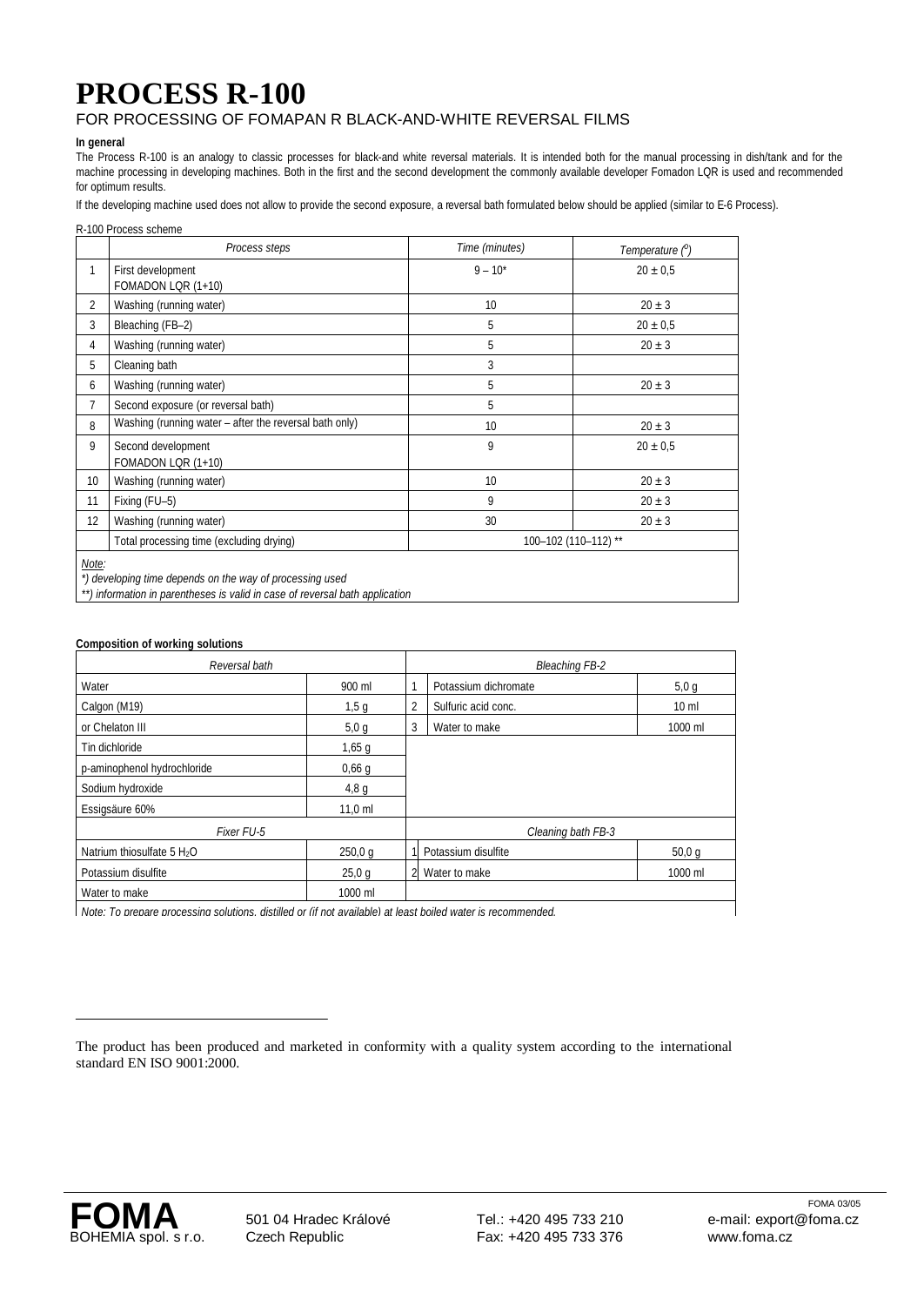// Transcription of the provided page follows.
# PROCESS R-100

## FOR PROCESSING OF FOMAPAN R BLACK-AND-WHITE REVERSAL FILMS

**In general**

The Process R-100 is an analogy to classic processes for black-and white reversal materials. It is intended both for the manual processing in dish/tank and for the machine processing in developing machines. Both in the first and the second development the commonly available developer Fomadon LQR is used and recommended for optimum results.

If the developing machine used does not allow to provide the second exposure, a reversal bath formulated below should be applied (similar to E-6 Process).

R-100 Process scheme

| | *Process steps* | *Time (minutes)* | *Temperature ($^o$)* |
|---|---|---|---|
| 1 | First development FOMADON LQR (1+10) | 9 – 10* | 20 ± 0,5 |
| 2 | Washing (running water) | 10 | 20 ± 3 |
| 3 | Bleaching (FB–2) | 5 | 20 ± 0,5 |
| 4 | Washing (running water) | 5 | 20 ± 3 |
| 5 | Cleaning bath | 3 | |
| 6 | Washing (running water) | 5 | 20 ± 3 |
| 7 | Second exposure (or reversal bath) | 5 | |
| 8 | Washing (running water – after the reversal bath only) | 10 | 20 ± 3 |
| 9 | Second development FOMADON LQR (1+10) | 9 | 20 ± 0,5 |
| 10 | Washing (running water) | 10 | 20 ± 3 |
| 11 | Fixing (FU–5) | 9 | 20 ± 3 |
| 12 | Washing (running water) | 30 | 20 ± 3 |
| | Total processing time (excluding drying) | 100–102 (110–112) ** | |

*Note:*
*\*) developing time depends on the way of processing used*
*\*\*) information in parentheses is valid in case of reversal bath application*

**Composition of working solutions**

| *Reversal bath* | | | *Bleaching FB-2* | |
|---|---|---|---|---|
| Water | 900 ml | 1 | Potassium dichromate | 5,0 g |
| Calgon (M19) | 1,5 g | 2 | Sulfuric acid conc. | 10 ml |
| or Chelaton III | 5,0 g | 3 | Water to make | 1000 ml |
| Tin dichloride | 1,65 g | | | |
| p-aminophenol hydrochloride | 0,66 g | | | |
| Sodium hydroxide | 4,8 g | | | |
| Essigsäure 60% | 11,0 ml | | | |
| *Fixer FU-5* | | | *Cleaning bath FB-3* | |
| Natrium thiosulfate 5 $H_2O$ | 250,0 g | 1 | Potassium disulfite | 50,0 g |
| Potassium disulfite | 25,0 g | 2 | Water to make | 1000 ml |
| Water to make | 1000 ml | | | |

*Note: To prepare processing solutions, distilled or (if not available) at least boiled water is recommended.*

The product has been produced and marketed in conformity with a quality system according to the international standard EN ISO 9001:2000.

FOMA BOHEMIA spol. s r.o. 501 04 Hradec Králové Czech Republic Tel.: +420 495 733 210 Fax: +420 495 733 376 e-mail: export@foma.cz www.foma.cz

FOMA 03/05